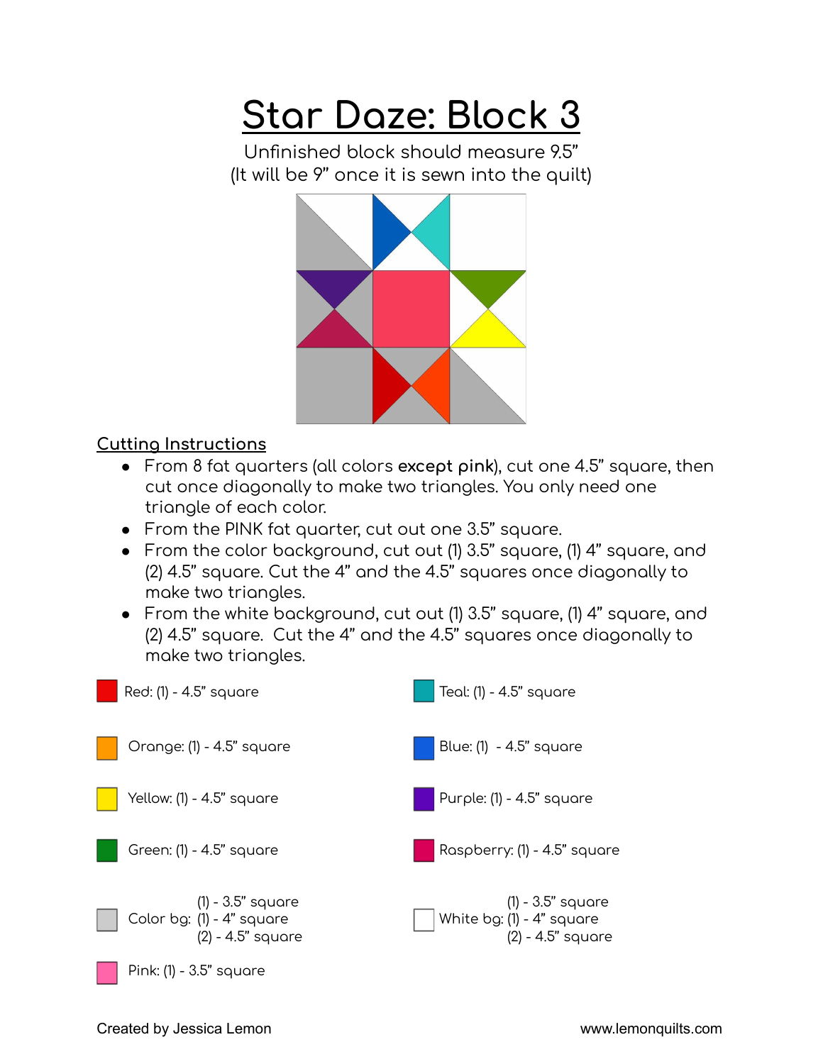# Star Daze: Block 3

Unfinished block should measure 9.5”
(It will be 9” once it is sewn into the quilt)

## Cutting Instructions

- From 8 fat quarters (all colors **except pink**), cut one 4.5” square, then cut once diagonally to make two triangles. You only need one triangle of each color.
- From the PINK fat quarter, cut out one 3.5” square.
- From the color background, cut out (1) 3.5” square, (1) 4” square, and (2) 4.5” square. Cut the 4” and the 4.5” squares once diagonally to make two triangles.
- From the white background, cut out (1) 3.5” square, (1) 4” square, and (2) 4.5” square. Cut the 4” and the 4.5” squares once diagonally to make two triangles.

Red: (1) - 4.5” square

Teal: (1) - 4.5” square

Orange: (1) - 4.5” square

Blue: (1) - 4.5” square

Yellow: (1) - 4.5” square

Purple: (1) - 4.5” square

Green: (1) - 4.5” square

Raspberry: (1) - 4.5” square

Color bg: (1) - 3.5” square
(1) - 4” square
(2) - 4.5” square

White bg: (1) - 3.5” square
(1) - 4” square
(2) - 4.5” square

Pink: (1) - 3.5” square

Created by Jessica Lemon

www.lemonquilts.com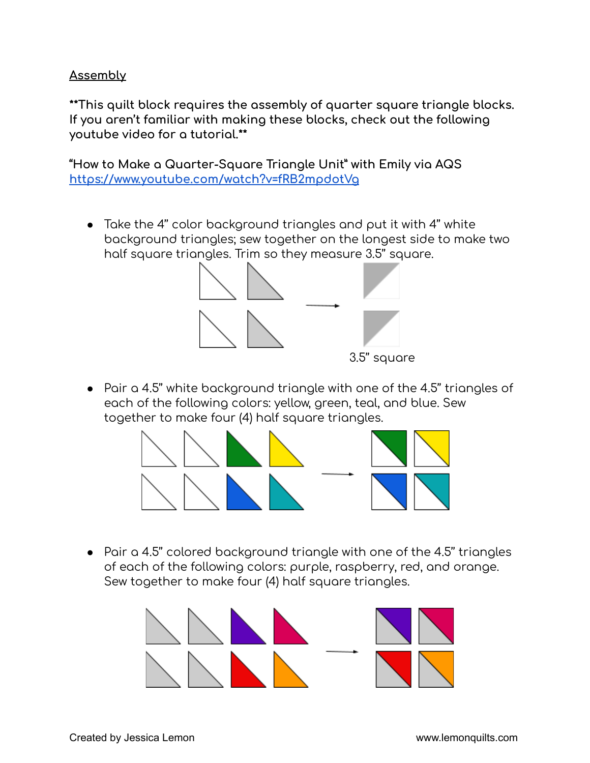Assembly

**\*\*This quilt block requires the assembly of quarter square triangle blocks. If you aren't familiar with making these blocks, check out the following youtube video for a tutorial.\*\***

"How to Make a Quarter-Square Triangle Unit" with Emily via AQS
[https://www.youtube.com/watch?v=fRB2mpdotVg](https://www.youtube.com/watch?v=fRB2mpdotVg)

- Take the 4" color background triangles and put it with 4" white background triangles; sew together on the longest side to make two half square triangles. Trim so they measure 3.5" square.

3.5" square

- Pair a 4.5" white background triangle with one of the 4.5" triangles of each of the following colors: yellow, green, teal, and blue. Sew together to make four (4) half square triangles.

- Pair a 4.5" colored background triangle with one of the 4.5" triangles of each of the following colors: purple, raspberry, red, and orange. Sew together to make four (4) half square triangles.

Created by Jessica Lemon www.lemonquilts.com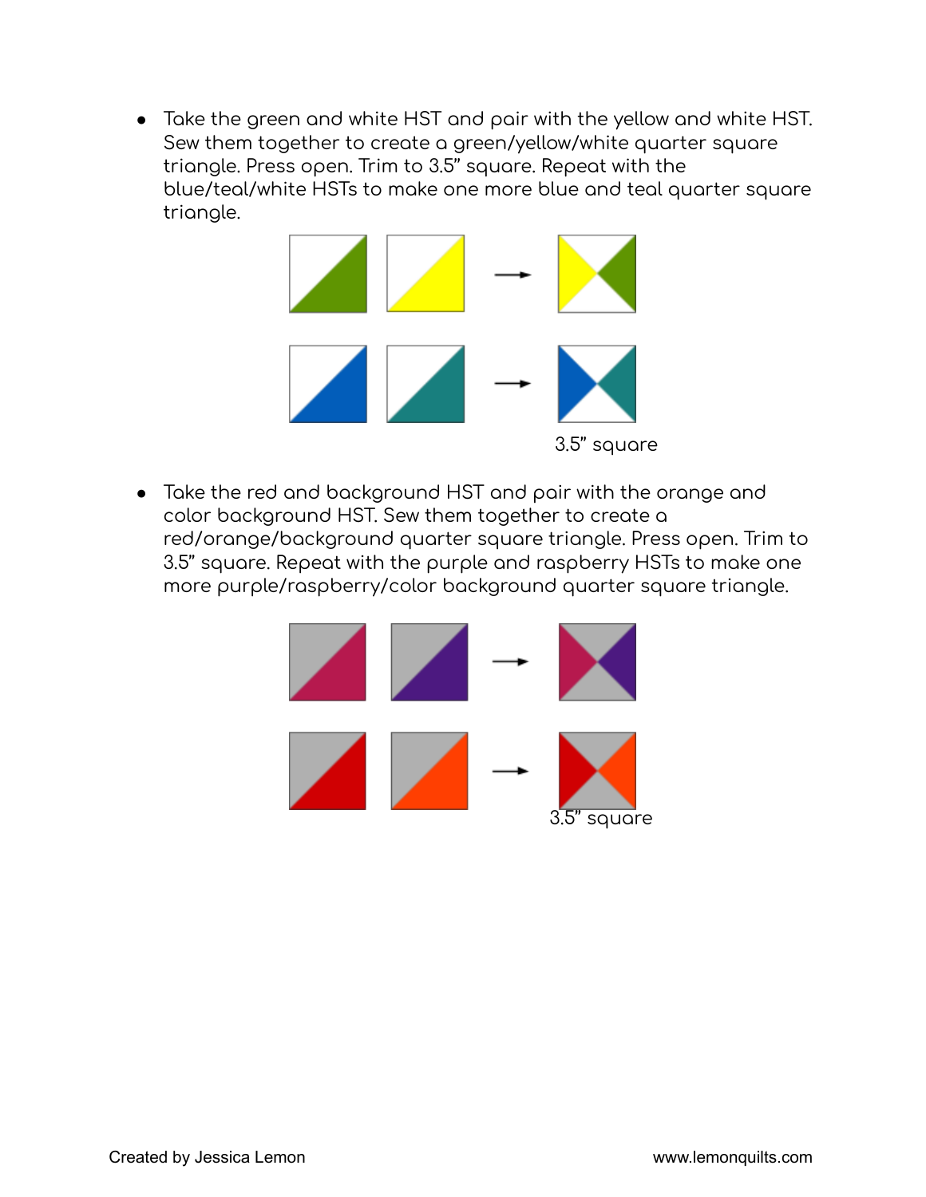- Take the green and white HST and pair with the yellow and white HST. Sew them together to create a green/yellow/white quarter square triangle. Press open. Trim to 3.5" square. Repeat with the blue/teal/white HSTs to make one more blue and teal quarter square triangle.

3.5" square

- Take the red and background HST and pair with the orange and color background HST. Sew them together to create a red/orange/background quarter square triangle. Press open. Trim to 3.5" square. Repeat with the purple and raspberry HSTs to make one more purple/raspberry/color background quarter square triangle.

3.5" square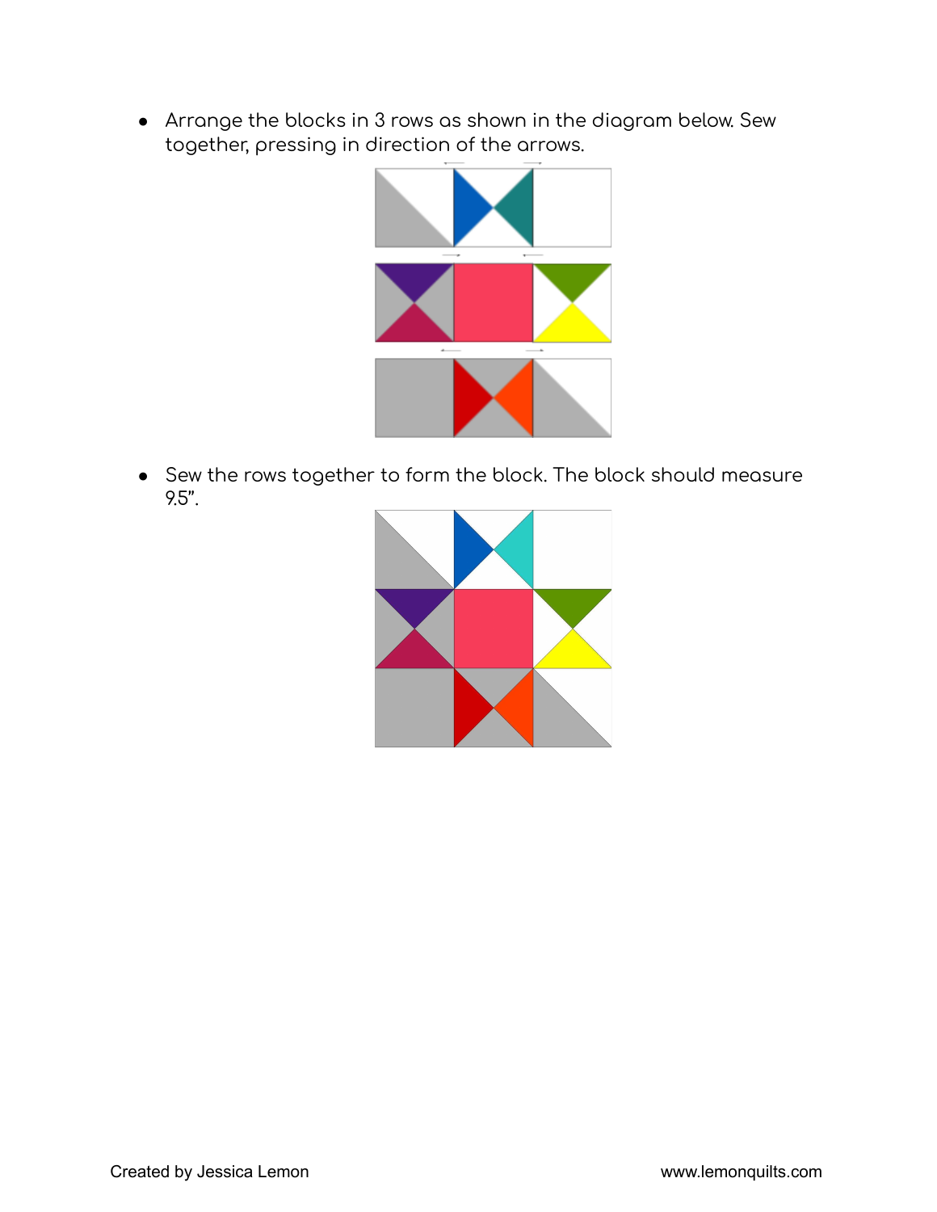- Arrange the blocks in 3 rows as shown in the diagram below. Sew together, pressing in direction of the arrows.

- Sew the rows together to form the block. The block should measure 9.5".